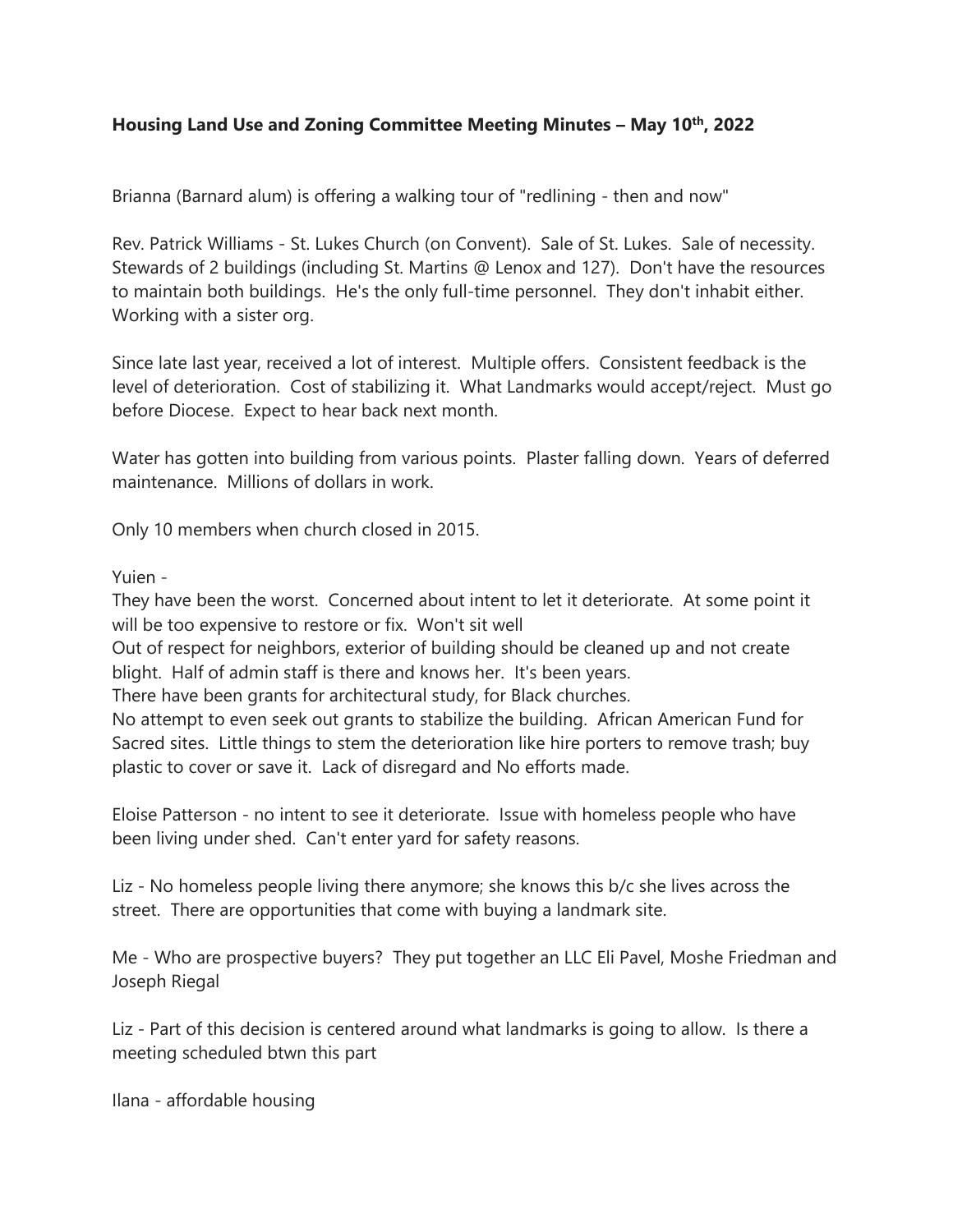**Housing Land Use and Zoning Committee Meeting Minutes – May 10th, 2022**

Brianna (Barnard alum) is offering a walking tour of "redlining - then and now"

Rev. Patrick Williams - St. Lukes Church (on Convent). Sale of St. Lukes. Sale of necessity. Stewards of 2 buildings (including St. Martins @ Lenox and 127). Don't have the resources to maintain both buildings. He's the only full-time personnel. They don't inhabit either. Working with a sister org.

Since late last year, received a lot of interest. Multiple offers. Consistent feedback is the level of deterioration. Cost of stabilizing it. What Landmarks would accept/reject. Must go before Diocese. Expect to hear back next month.

Water has gotten into building from various points. Plaster falling down. Years of deferred maintenance. Millions of dollars in work.

Only 10 members when church closed in 2015.

Yuien -
They have been the worst. Concerned about intent to let it deteriorate. At some point it will be too expensive to restore or fix. Won't sit well
Out of respect for neighbors, exterior of building should be cleaned up and not create blight. Half of admin staff is there and knows her. It's been years.
There have been grants for architectural study, for Black churches.
No attempt to even seek out grants to stabilize the building. African American Fund for Sacred sites. Little things to stem the deterioration like hire porters to remove trash; buy plastic to cover or save it. Lack of disregard and No efforts made.

Eloise Patterson - no intent to see it deteriorate. Issue with homeless people who have been living under shed. Can't enter yard for safety reasons.

Liz - No homeless people living there anymore; she knows this b/c she lives across the street. There are opportunities that come with buying a landmark site.

Me - Who are prospective buyers? They put together an LLC Eli Pavel, Moshe Friedman and Joseph Riegal

Liz - Part of this decision is centered around what landmarks is going to allow. Is there a meeting scheduled btwn this part

Ilana - affordable housing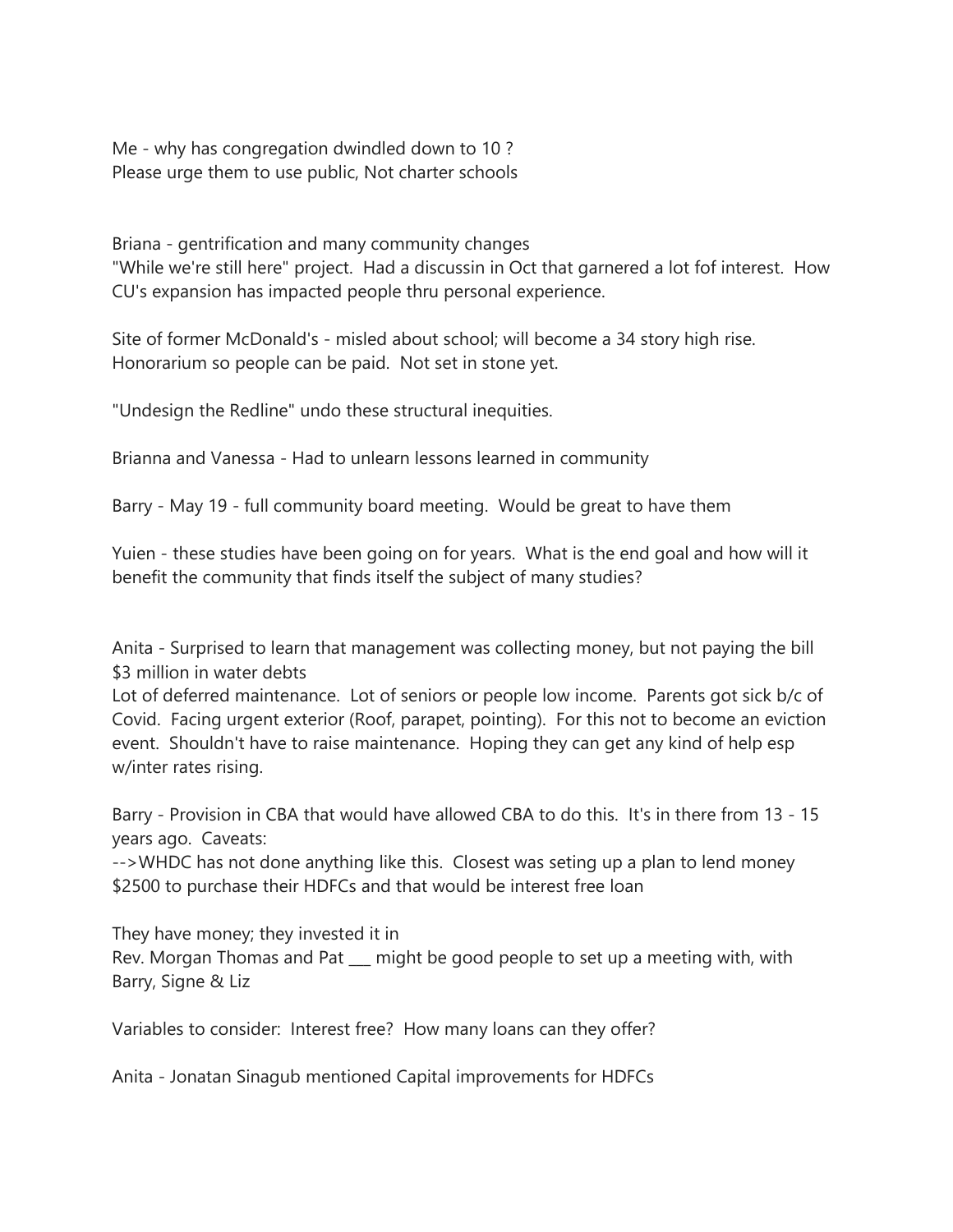Me - why has congregation dwindled down to 10 ?
Please urge them to use public, Not charter schools

Briana - gentrification and many community changes
"While we're still here" project. Had a discussin in Oct that garnered a lot fof interest. How CU's expansion has impacted people thru personal experience.

Site of former McDonald's - misled about school; will become a 34 story high rise. Honorarium so people can be paid. Not set in stone yet.

"Undesign the Redline" undo these structural inequities.

Brianna and Vanessa - Had to unlearn lessons learned in community

Barry - May 19 - full community board meeting. Would be great to have them

Yuien - these studies have been going on for years. What is the end goal and how will it benefit the community that finds itself the subject of many studies?

Anita - Surprised to learn that management was collecting money, but not paying the bill $3 million in water debts
Lot of deferred maintenance. Lot of seniors or people low income. Parents got sick b/c of Covid. Facing urgent exterior (Roof, parapet, pointing). For this not to become an eviction event. Shouldn't have to raise maintenance. Hoping they can get any kind of help esp w/inter rates rising.

Barry - Provision in CBA that would have allowed CBA to do this. It's in there from 13 - 15 years ago. Caveats:
-->WHDC has not done anything like this. Closest was seting up a plan to lend money $2500 to purchase their HDFCs and that would be interest free loan

They have money; they invested it in
Rev. Morgan Thomas and Pat ___ might be good people to set up a meeting with, with Barry, Signe & Liz

Variables to consider: Interest free? How many loans can they offer?

Anita - Jonatan Sinagub mentioned Capital improvements for HDFCs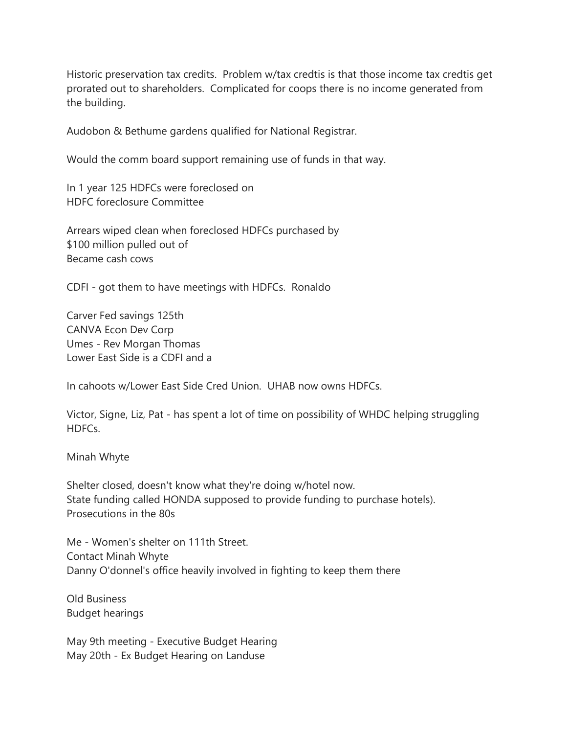Historic preservation tax credits. Problem w/tax credtis is that those income tax credtis get prorated out to shareholders. Complicated for coops there is no income generated from the building.

Audobon & Bethume gardens qualified for National Registrar.

Would the comm board support remaining use of funds in that way.

In 1 year 125 HDFCs were foreclosed on
HDFC foreclosure Committee

Arrears wiped clean when foreclosed HDFCs purchased by
$100 million pulled out of
Became cash cows

CDFI - got them to have meetings with HDFCs. Ronaldo

Carver Fed savings 125th
CANVA Econ Dev Corp
Umes - Rev Morgan Thomas
Lower East Side is a CDFI and a

In cahoots w/Lower East Side Cred Union. UHAB now owns HDFCs.

Victor, Signe, Liz, Pat - has spent a lot of time on possibility of WHDC helping struggling HDFCs.

Minah Whyte

Shelter closed, doesn't know what they're doing w/hotel now.
State funding called HONDA supposed to provide funding to purchase hotels).
Prosecutions in the 80s

Me - Women's shelter on 111th Street.
Contact Minah Whyte
Danny O'donnel's office heavily involved in fighting to keep them there

Old Business
Budget hearings

May 9th meeting - Executive Budget Hearing
May 20th - Ex Budget Hearing on Landuse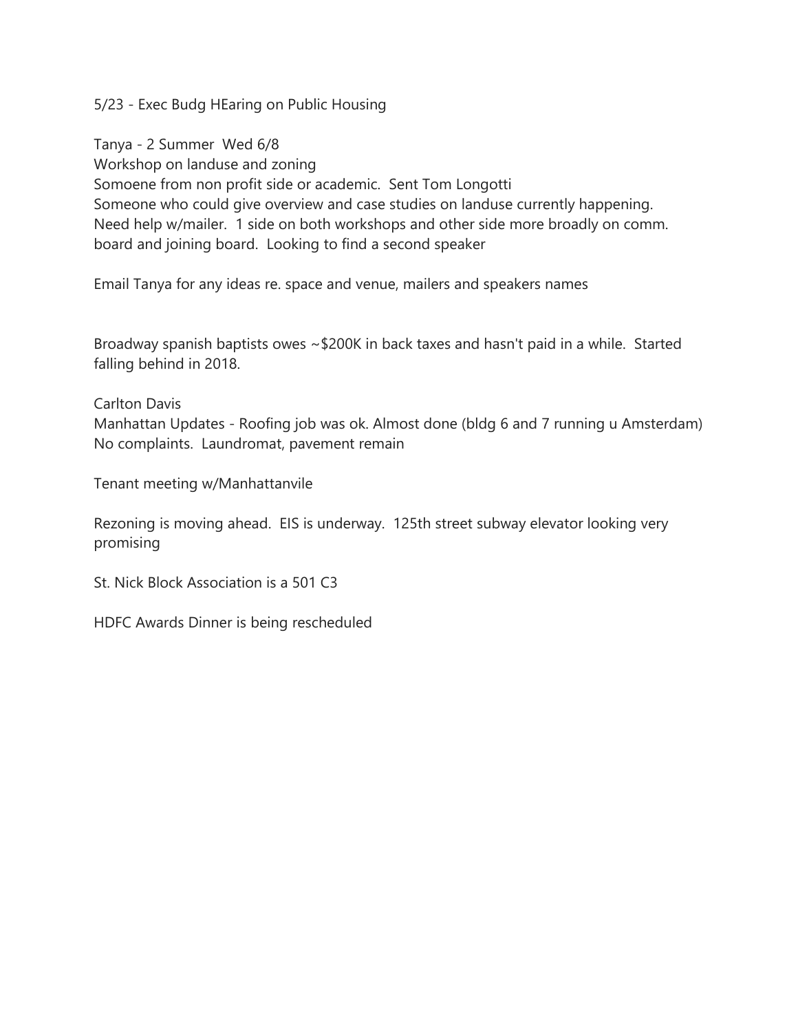5/23 - Exec Budg HEaring on Public Housing

Tanya - 2 Summer  Wed 6/8
Workshop on landuse and zoning
Somoene from non profit side or academic.  Sent Tom Longotti
Someone who could give overview and case studies on landuse currently happening.
Need help w/mailer.  1 side on both workshops and other side more broadly on comm. board and joining board.  Looking to find a second speaker

Email Tanya for any ideas re. space and venue, mailers and speakers names

Broadway spanish baptists owes ~$200K in back taxes and hasn't paid in a while.  Started falling behind in 2018.

Carlton Davis
Manhattan Updates - Roofing job was ok. Almost done (bldg 6 and 7 running u Amsterdam)
No complaints.  Laundromat, pavement remain

Tenant meeting w/Manhattanvile

Rezoning is moving ahead.  EIS is underway.  125th street subway elevator looking very promising

St. Nick Block Association is a 501 C3

HDFC Awards Dinner is being rescheduled